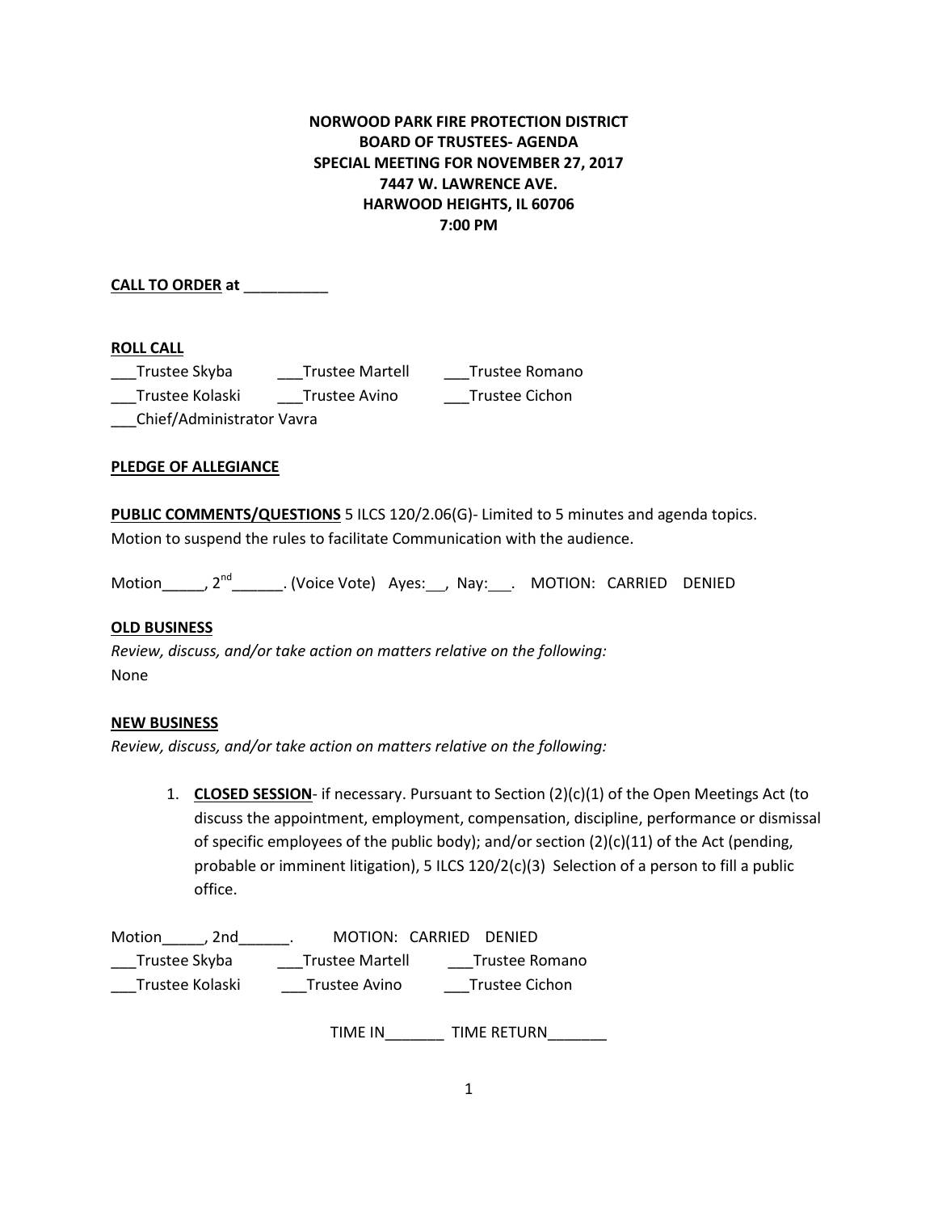**NORWOOD PARK FIRE PROTECTION DISTRICT**
**BOARD OF TRUSTEES- AGENDA**
**SPECIAL MEETING FOR NOVEMBER 27, 2017**
**7447 W. LAWRENCE AVE.**
**HARWOOD HEIGHTS, IL 60706**
**7:00 PM**

**CALL TO ORDER at** __________

**ROLL CALL**

___Trustee Skyba ___Trustee Martell ___Trustee Romano
___Trustee Kolaski ___Trustee Avino ___Trustee Cichon
___Chief/Administrator Vavra

**PLEDGE OF ALLEGIANCE**

**PUBLIC COMMENTS/QUESTIONS** 5 ILCS 120/2.06(G)- Limited to 5 minutes and agenda topics.
Motion to suspend the rules to facilitate Communication with the audience.

Motion_____, 2nd______. (Voice Vote) Ayes:__, Nay:___. MOTION: CARRIED DENIED

**OLD BUSINESS**

*Review, discuss, and/or take action on matters relative on the following:*
None

**NEW BUSINESS**

*Review, discuss, and/or take action on matters relative on the following:*

1. **CLOSED SESSION**- if necessary. Pursuant to Section (2)(c)(1) of the Open Meetings Act (to discuss the appointment, employment, compensation, discipline, performance or dismissal of specific employees of the public body); and/or section (2)(c)(11) of the Act (pending, probable or imminent litigation), 5 ILCS 120/2(c)(3) Selection of a person to fill a public office.

Motion_____, 2nd______. MOTION: CARRIED DENIED
___Trustee Skyba ___Trustee Martell ___Trustee Romano
___Trustee Kolaski ___Trustee Avino ___Trustee Cichon

TIME IN_______ TIME RETURN_______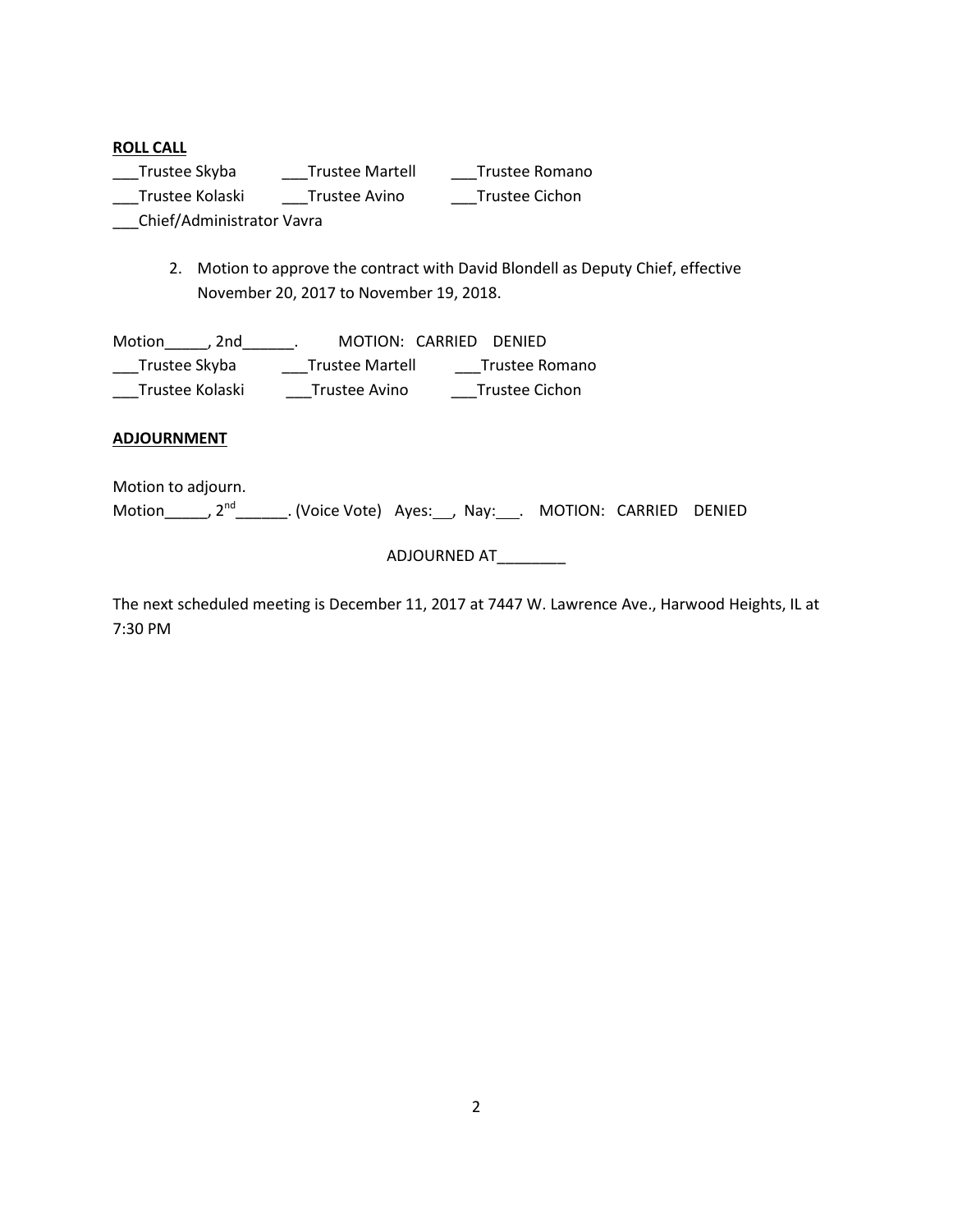**ROLL CALL**

___Trustee Skyba ___Trustee Martell ___Trustee Romano

___Trustee Kolaski ___Trustee Avino ___Trustee Cichon

___Chief/Administrator Vavra

2. Motion to approve the contract with David Blondell as Deputy Chief, effective November 20, 2017 to November 19, 2018.

Motion_____, 2nd______. MOTION: CARRIED DENIED

___Trustee Skyba ___Trustee Martell ___Trustee Romano

___Trustee Kolaski ___Trustee Avino ___Trustee Cichon

**ADJOURNMENT**

Motion to adjourn.

Motion_____, 2nd______. (Voice Vote) Ayes:__, Nay:___. MOTION: CARRIED DENIED

ADJOURNED AT________

The next scheduled meeting is December 11, 2017 at 7447 W. Lawrence Ave., Harwood Heights, IL at 7:30 PM